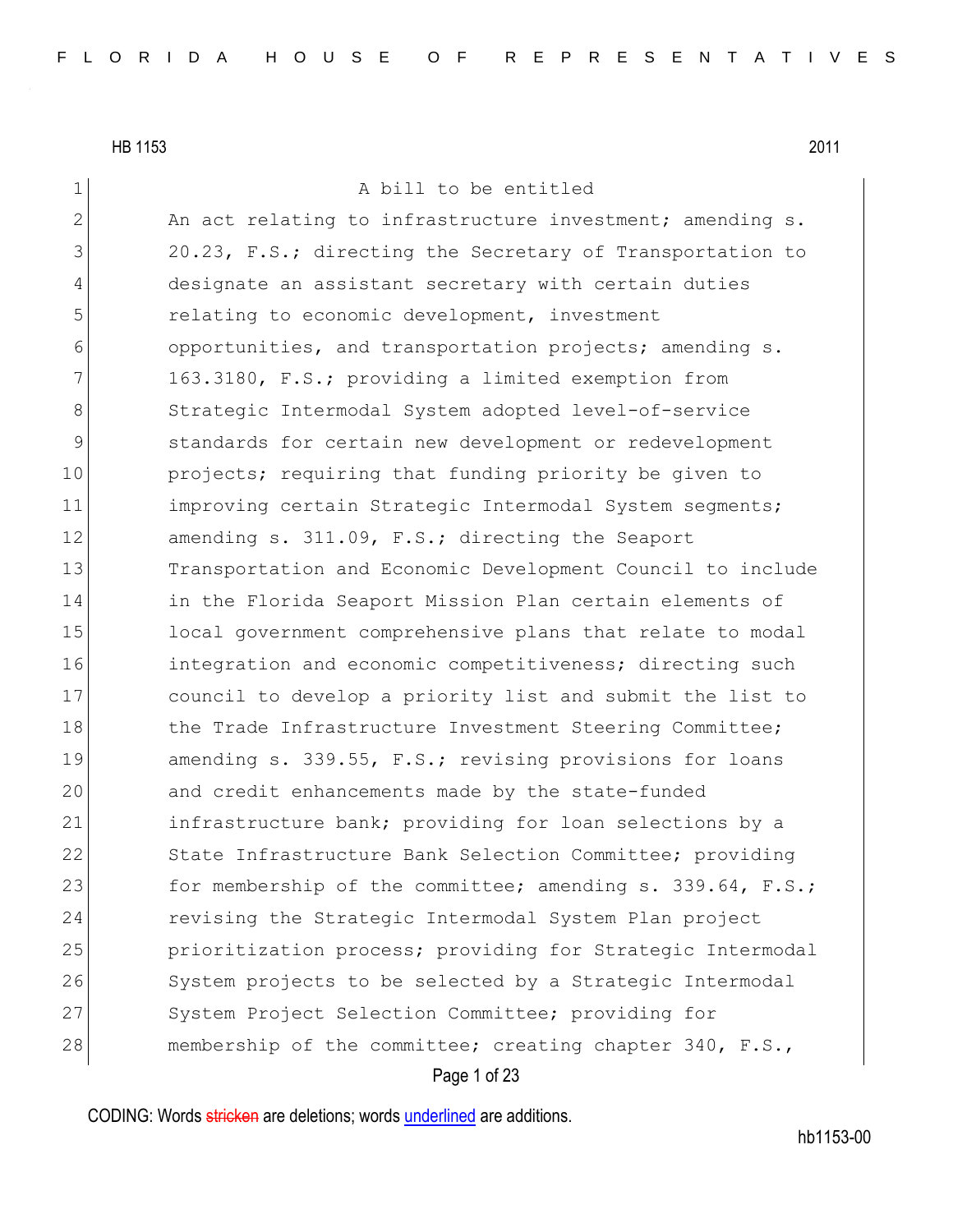A bill to be entitled

An act relating to infrastructure investment; amending s. 20.23, F.S.; directing the Secretary of Transportation to designate an assistant secretary with certain duties relating to economic development, investment opportunities, and transportation projects; amending s. 163.3180, F.S.; providing a limited exemption from Strategic Intermodal System adopted level-of-service standards for certain new development or redevelopment projects; requiring that funding priority be given to improving certain Strategic Intermodal System segments; amending s. 311.09, F.S.; directing the Seaport Transportation and Economic Development Council to include in the Florida Seaport Mission Plan certain elements of local government comprehensive plans that relate to modal integration and economic competitiveness; directing such council to develop a priority list and submit the list to the Trade Infrastructure Investment Steering Committee; amending s. 339.55, F.S.; revising provisions for loans and credit enhancements made by the state-funded infrastructure bank; providing for loan selections by a State Infrastructure Bank Selection Committee; providing for membership of the committee; amending s. 339.64, F.S.; revising the Strategic Intermodal System Plan project prioritization process; providing for Strategic Intermodal System projects to be selected by a Strategic Intermodal System Project Selection Committee; providing for membership of the committee; creating chapter 340, F.S.,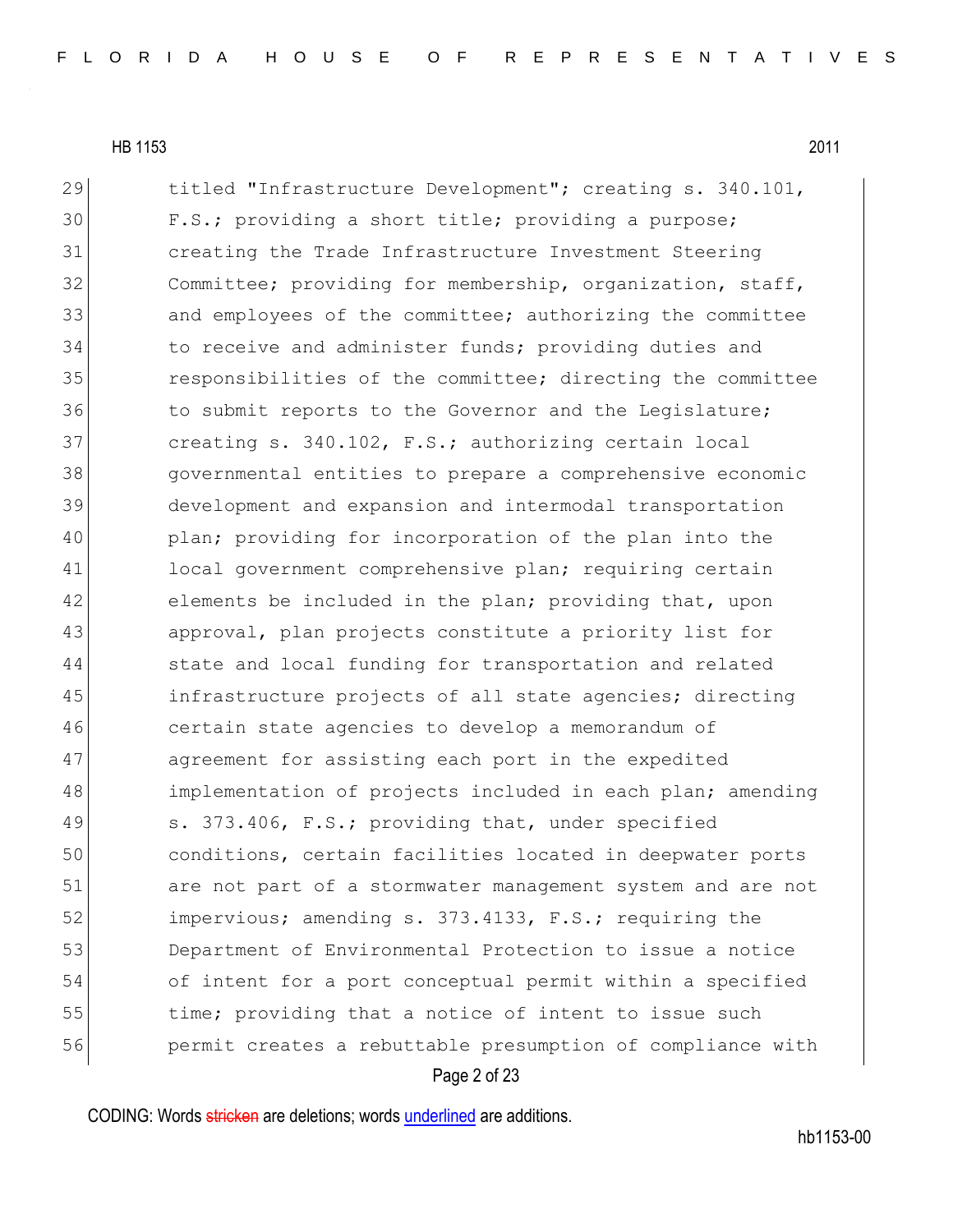29 titled "Infrastructure Development"; creating s. 340.101,
30 F.S.; providing a short title; providing a purpose;
31 creating the Trade Infrastructure Investment Steering
32 Committee; providing for membership, organization, staff,
33 and employees of the committee; authorizing the committee
34 to receive and administer funds; providing duties and
35 responsibilities of the committee; directing the committee
36 to submit reports to the Governor and the Legislature;
37 creating s. 340.102, F.S.; authorizing certain local
38 governmental entities to prepare a comprehensive economic
39 development and expansion and intermodal transportation
40 plan; providing for incorporation of the plan into the
41 local government comprehensive plan; requiring certain
42 elements be included in the plan; providing that, upon
43 approval, plan projects constitute a priority list for
44 state and local funding for transportation and related
45 infrastructure projects of all state agencies; directing
46 certain state agencies to develop a memorandum of
47 agreement for assisting each port in the expedited
48 implementation of projects included in each plan; amending
49 s. 373.406, F.S.; providing that, under specified
50 conditions, certain facilities located in deepwater ports
51 are not part of a stormwater management system and are not
52 impervious; amending s. 373.4133, F.S.; requiring the
53 Department of Environmental Protection to issue a notice
54 of intent for a port conceptual permit within a specified
55 time; providing that a notice of intent to issue such
56 permit creates a rebuttable presumption of compliance with

CODING: Words stricken are deletions; words underlined are additions.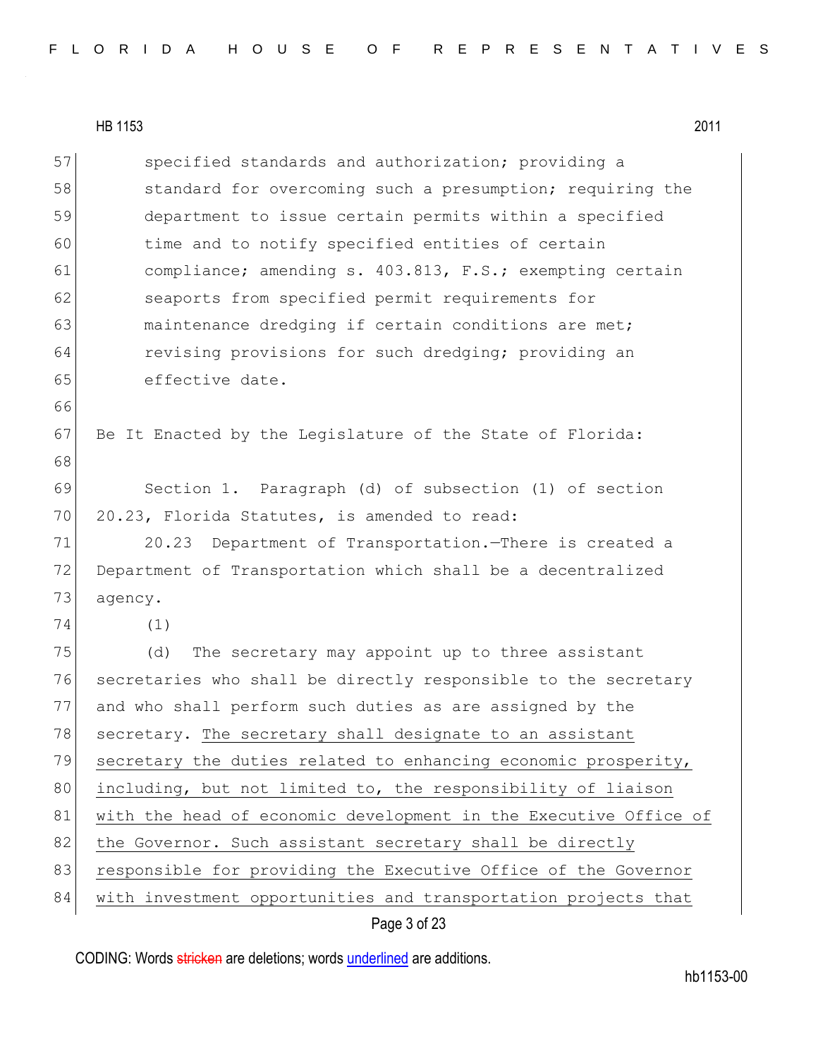specified standards and authorization; providing a standard for overcoming such a presumption; requiring the department to issue certain permits within a specified time and to notify specified entities of certain compliance; amending s. 403.813, F.S.; exempting certain seaports from specified permit requirements for maintenance dredging if certain conditions are met; revising provisions for such dredging; providing an effective date.

Be It Enacted by the Legislature of the State of Florida:

Section 1. Paragraph (d) of subsection (1) of section 20.23, Florida Statutes, is amended to read:

20.23 Department of Transportation.—There is created a Department of Transportation which shall be a decentralized agency.

(1)

(d) The secretary may appoint up to three assistant secretaries who shall be directly responsible to the secretary and who shall perform such duties as are assigned by the secretary. <u>The secretary shall designate to an assistant secretary the duties related to enhancing economic prosperity, including, but not limited to, the responsibility of liaison with the head of economic development in the Executive Office of the Governor. Such assistant secretary shall be directly responsible for providing the Executive Office of the Governor with investment opportunities and transportation projects that</u>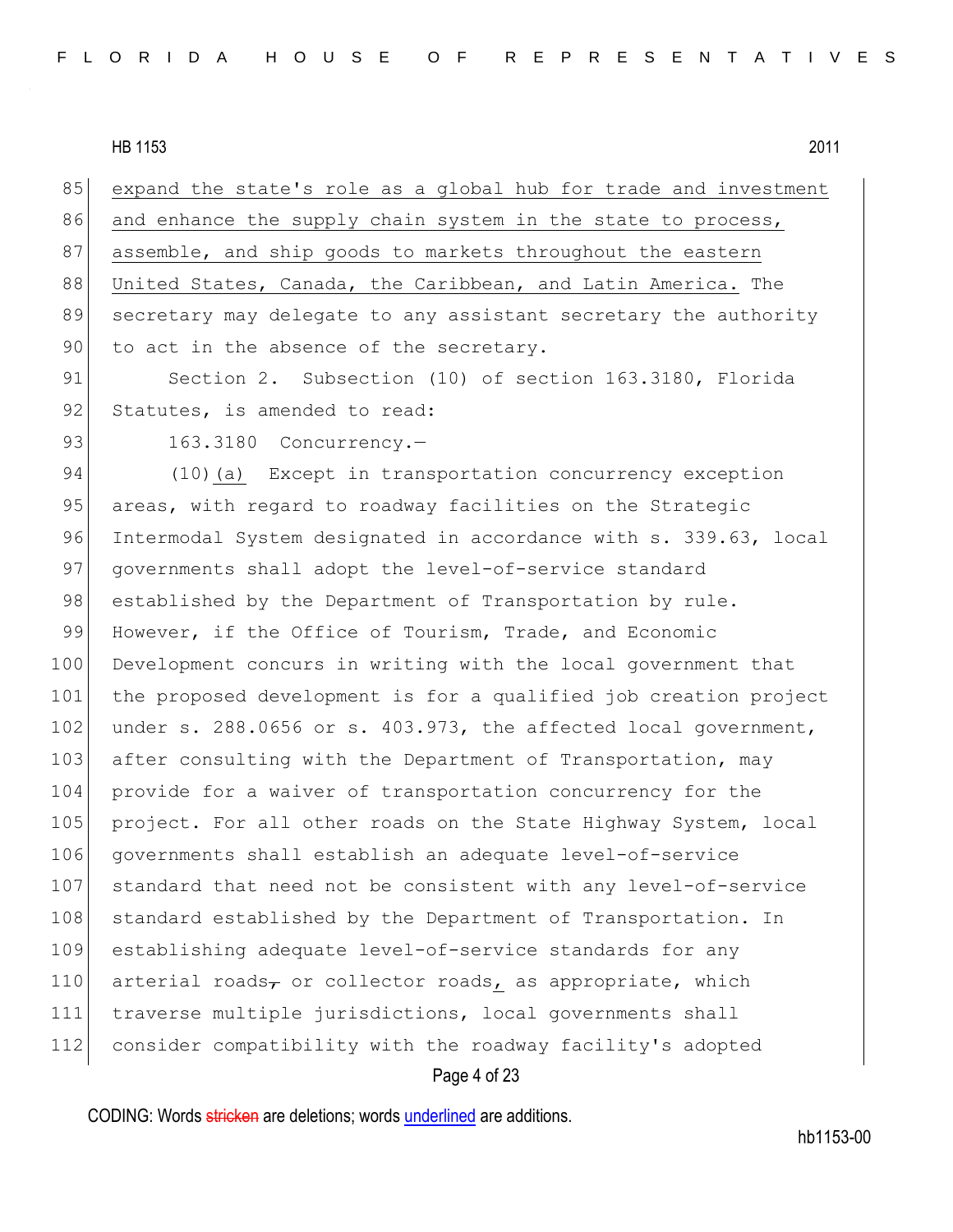85 expand the state's role as a global hub for trade and investment
86 and enhance the supply chain system in the state to process,
87 assemble, and ship goods to markets throughout the eastern
88 United States, Canada, the Caribbean, and Latin America. The
89 secretary may delegate to any assistant secretary the authority
90 to act in the absence of the secretary.

91 Section 2. Subsection (10) of section 163.3180, Florida
92 Statutes, is amended to read:

93 163.3180 Concurrency.—

94 (10)(a) Except in transportation concurrency exception
95 areas, with regard to roadway facilities on the Strategic
96 Intermodal System designated in accordance with s. 339.63, local
97 governments shall adopt the level-of-service standard
98 established by the Department of Transportation by rule.
99 However, if the Office of Tourism, Trade, and Economic
100 Development concurs in writing with the local government that
101 the proposed development is for a qualified job creation project
102 under s. 288.0656 or s. 403.973, the affected local government,
103 after consulting with the Department of Transportation, may
104 provide for a waiver of transportation concurrency for the
105 project. For all other roads on the State Highway System, local
106 governments shall establish an adequate level-of-service
107 standard that need not be consistent with any level-of-service
108 standard established by the Department of Transportation. In
109 establishing adequate level-of-service standards for any
110 arterial roads, or collector roads, as appropriate, which
111 traverse multiple jurisdictions, local governments shall
112 consider compatibility with the roadway facility's adopted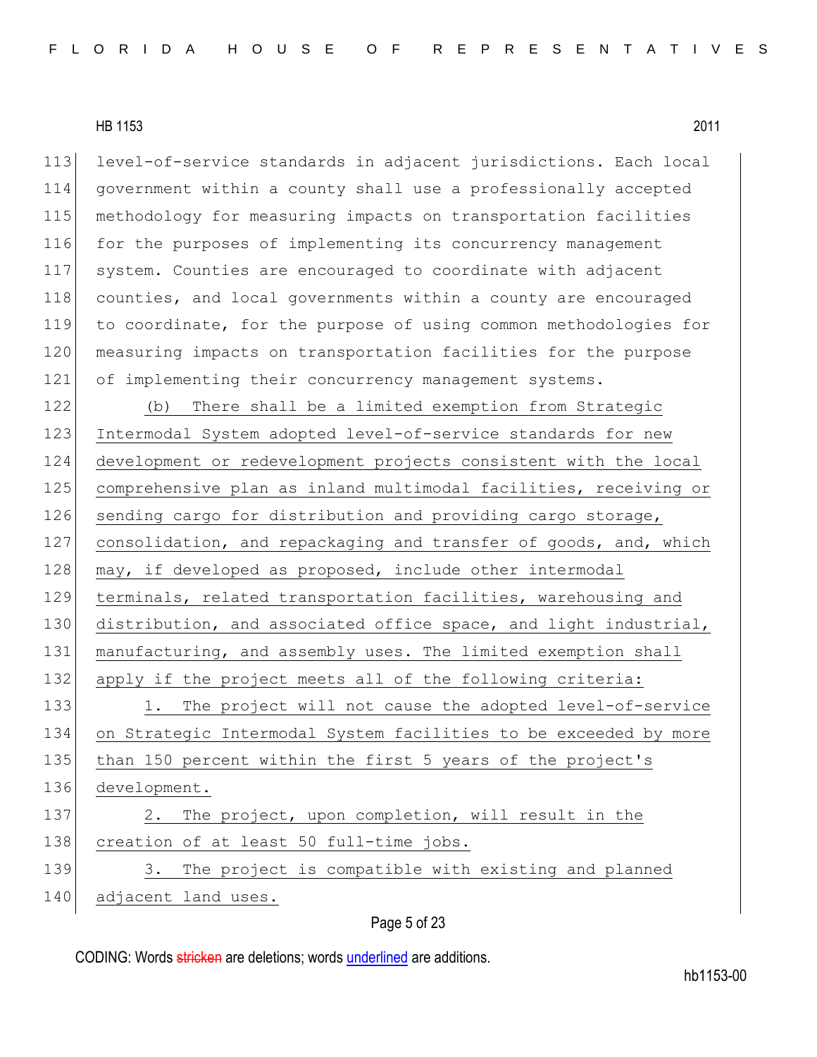level-of-service standards in adjacent jurisdictions. Each local government within a county shall use a professionally accepted methodology for measuring impacts on transportation facilities for the purposes of implementing its concurrency management system. Counties are encouraged to coordinate with adjacent counties, and local governments within a county are encouraged to coordinate, for the purpose of using common methodologies for measuring impacts on transportation facilities for the purpose of implementing their concurrency management systems.

(b) There shall be a limited exemption from Strategic Intermodal System adopted level-of-service standards for new development or redevelopment projects consistent with the local comprehensive plan as inland multimodal facilities, receiving or sending cargo for distribution and providing cargo storage, consolidation, and repackaging and transfer of goods, and, which may, if developed as proposed, include other intermodal terminals, related transportation facilities, warehousing and distribution, and associated office space, and light industrial, manufacturing, and assembly uses. The limited exemption shall apply if the project meets all of the following criteria:

1. The project will not cause the adopted level-of-service on Strategic Intermodal System facilities to be exceeded by more than 150 percent within the first 5 years of the project's development.

2. The project, upon completion, will result in the creation of at least 50 full-time jobs.

3. The project is compatible with existing and planned adjacent land uses.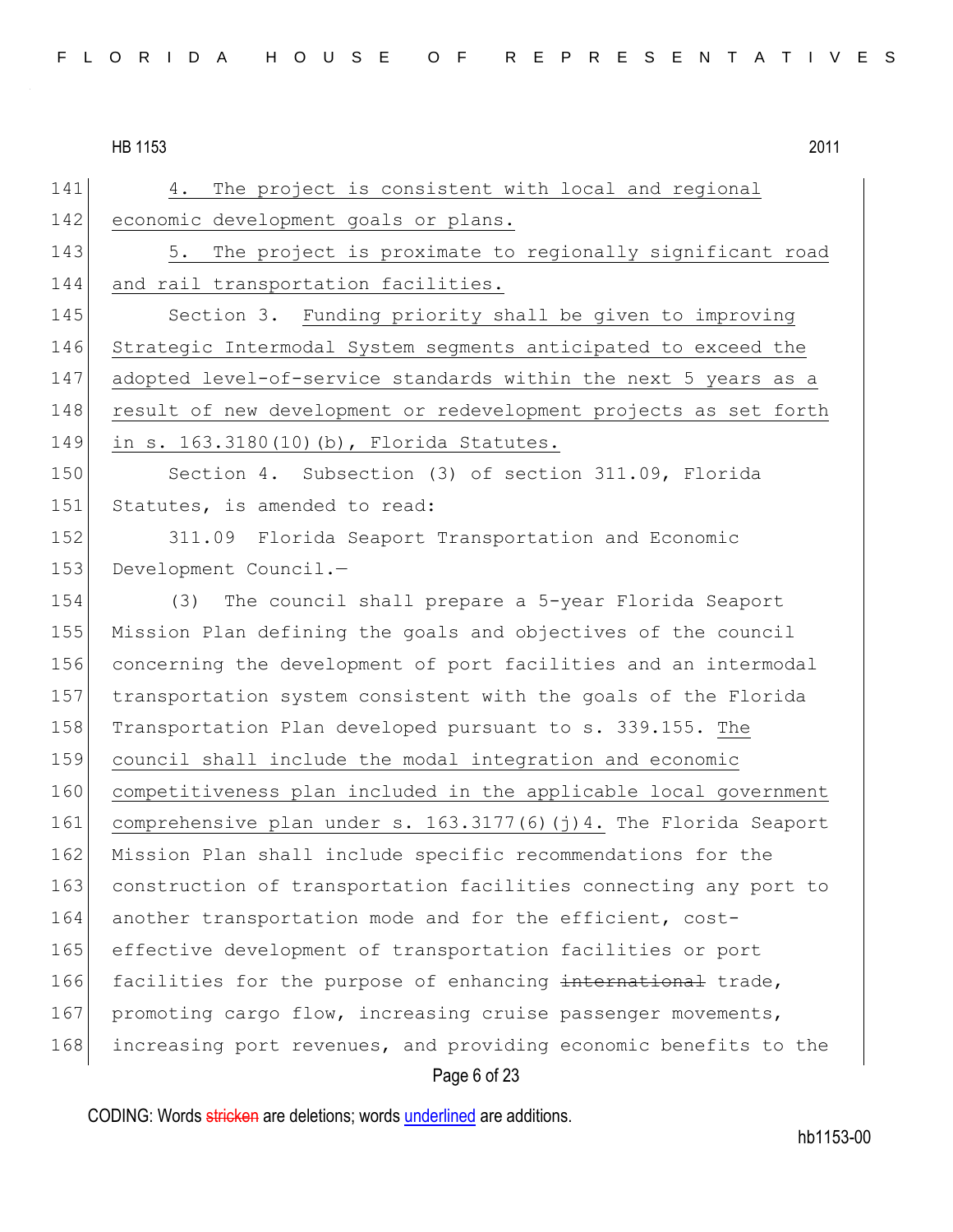4. The project is consistent with local and regional economic development goals or plans.

5. The project is proximate to regionally significant road and rail transportation facilities.

Section 3. Funding priority shall be given to improving Strategic Intermodal System segments anticipated to exceed the adopted level-of-service standards within the next 5 years as a result of new development or redevelopment projects as set forth in s. 163.3180(10)(b), Florida Statutes.

Section 4. Subsection (3) of section 311.09, Florida Statutes, is amended to read:

311.09 Florida Seaport Transportation and Economic Development Council.—

(3) The council shall prepare a 5-year Florida Seaport Mission Plan defining the goals and objectives of the council concerning the development of port facilities and an intermodal transportation system consistent with the goals of the Florida Transportation Plan developed pursuant to s. 339.155. The council shall include the modal integration and economic competitiveness plan included in the applicable local government comprehensive plan under s. 163.3177(6)(j)4. The Florida Seaport Mission Plan shall include specific recommendations for the construction of transportation facilities connecting any port to another transportation mode and for the efficient, cost-effective development of transportation facilities or port facilities for the purpose of enhancing ~~international~~ trade, promoting cargo flow, increasing cruise passenger movements, increasing port revenues, and providing economic benefits to the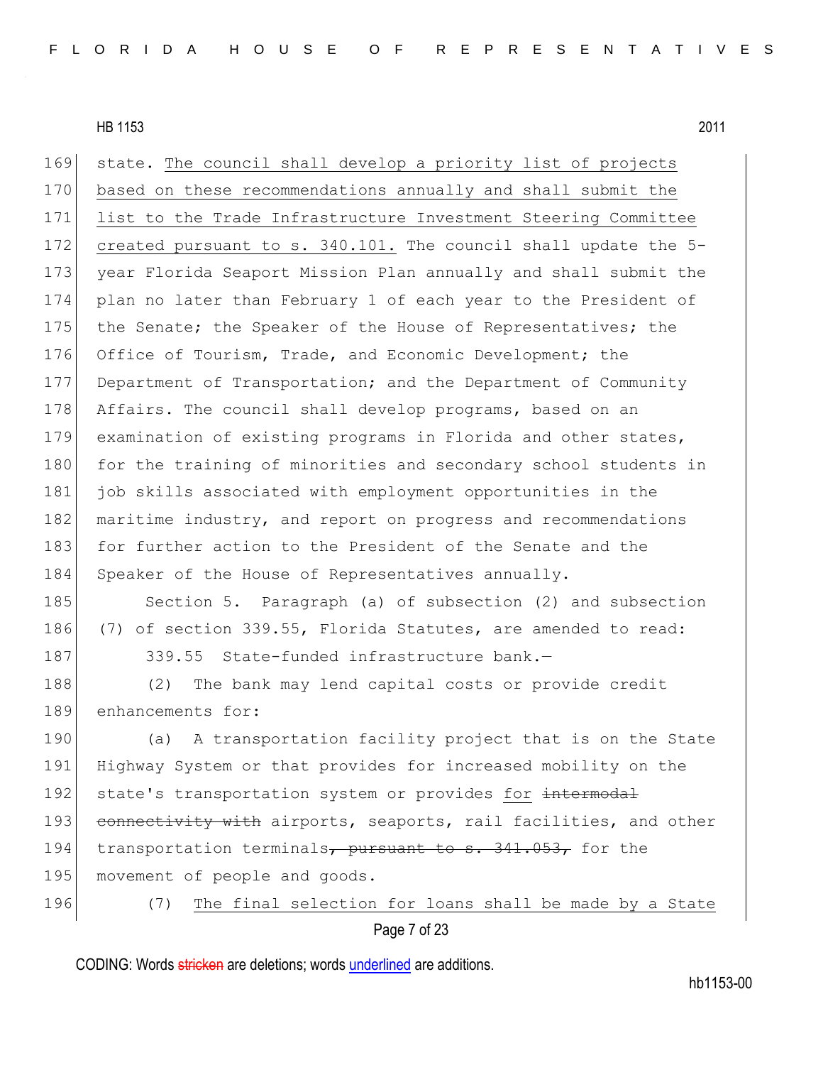state. The council shall develop a priority list of projects based on these recommendations annually and shall submit the list to the Trade Infrastructure Investment Steering Committee created pursuant to s. 340.101. The council shall update the 5-year Florida Seaport Mission Plan annually and shall submit the plan no later than February 1 of each year to the President of the Senate; the Speaker of the House of Representatives; the Office of Tourism, Trade, and Economic Development; the Department of Transportation; and the Department of Community Affairs. The council shall develop programs, based on an examination of existing programs in Florida and other states, for the training of minorities and secondary school students in job skills associated with employment opportunities in the maritime industry, and report on progress and recommendations for further action to the President of the Senate and the Speaker of the House of Representatives annually.

Section 5. Paragraph (a) of subsection (2) and subsection (7) of section 339.55, Florida Statutes, are amended to read:

339.55 State-funded infrastructure bank.—

(2) The bank may lend capital costs or provide credit enhancements for:

(a) A transportation facility project that is on the State Highway System or that provides for increased mobility on the state's transportation system or provides for ~~intermodal connectivity with~~ airports, seaports, rail facilities, and other transportation terminals~~, pursuant to s. 341.053,~~ for the movement of people and goods.

(7) The final selection for loans shall be made by a State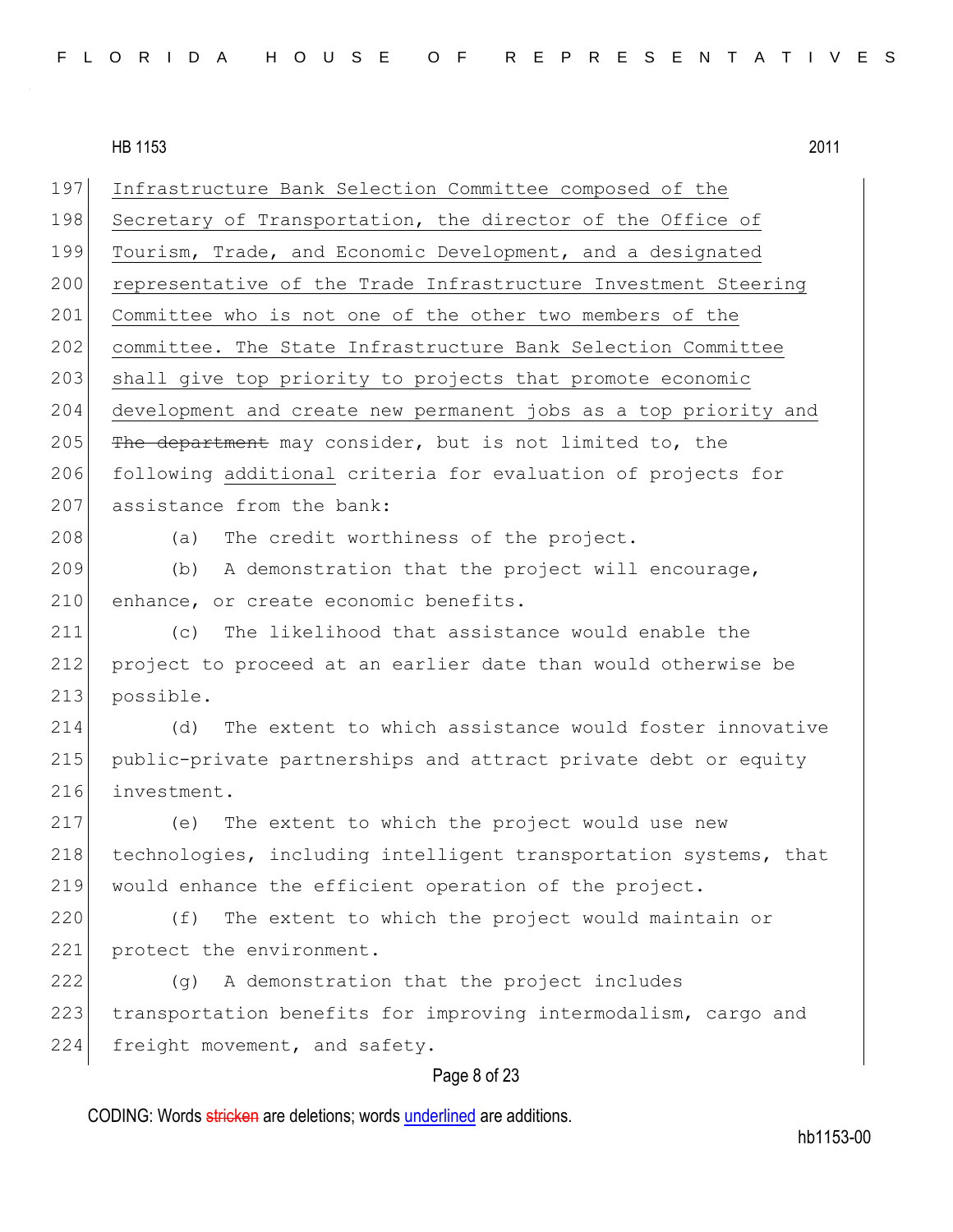197 Infrastructure Bank Selection Committee composed of the
198 Secretary of Transportation, the director of the Office of
199 Tourism, Trade, and Economic Development, and a designated
200 representative of the Trade Infrastructure Investment Steering
201 Committee who is not one of the other two members of the
202 committee. The State Infrastructure Bank Selection Committee
203 shall give top priority to projects that promote economic
204 development and create new permanent jobs as a top priority and
205 ~~The department~~ may consider, but is not limited to, the
206 following additional criteria for evaluation of projects for
207 assistance from the bank:

208 (a) The credit worthiness of the project.

209 (b) A demonstration that the project will encourage,
210 enhance, or create economic benefits.

211 (c) The likelihood that assistance would enable the
212 project to proceed at an earlier date than would otherwise be
213 possible.

214 (d) The extent to which assistance would foster innovative
215 public-private partnerships and attract private debt or equity
216 investment.

217 (e) The extent to which the project would use new
218 technologies, including intelligent transportation systems, that
219 would enhance the efficient operation of the project.

220 (f) The extent to which the project would maintain or
221 protect the environment.

222 (g) A demonstration that the project includes
223 transportation benefits for improving intermodalism, cargo and
224 freight movement, and safety.

CODING: Words ~~stricken~~ are deletions; words underlined are additions.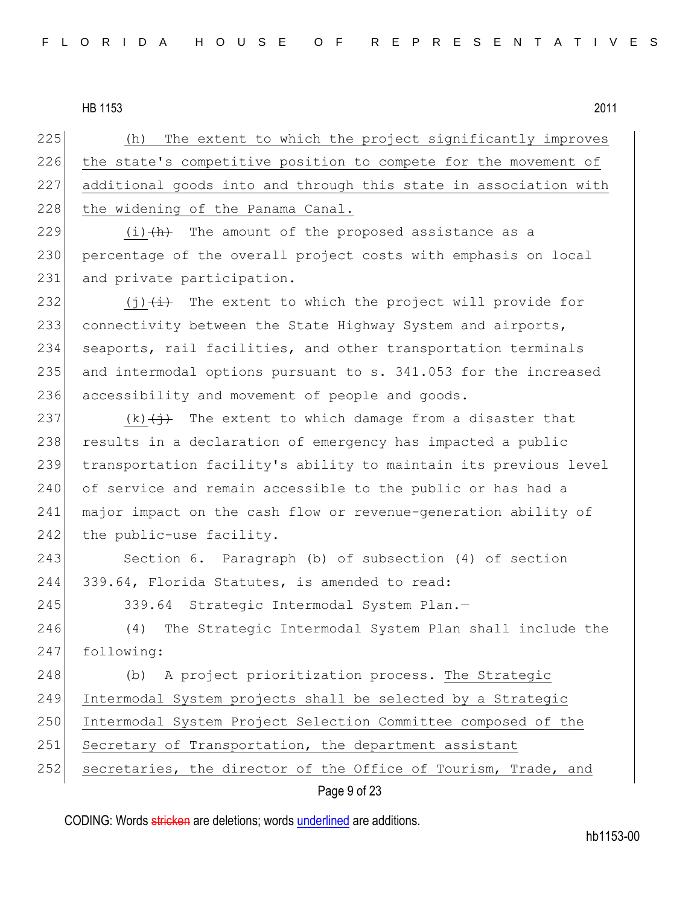HB 1153 2011

(h) The extent to which the project significantly improves the state's competitive position to compete for the movement of additional goods into and through this state in association with the widening of the Panama Canal.

(i) ~~(h)~~ The amount of the proposed assistance as a percentage of the overall project costs with emphasis on local and private participation.

(j) ~~(i)~~ The extent to which the project will provide for connectivity between the State Highway System and airports, seaports, rail facilities, and other transportation terminals and intermodal options pursuant to s. 341.053 for the increased accessibility and movement of people and goods.

(k) ~~(j)~~ The extent to which damage from a disaster that results in a declaration of emergency has impacted a public transportation facility's ability to maintain its previous level of service and remain accessible to the public or has had a major impact on the cash flow or revenue-generation ability of the public-use facility.

Section 6. Paragraph (b) of subsection (4) of section 339.64, Florida Statutes, is amended to read:

339.64 Strategic Intermodal System Plan.—

(4) The Strategic Intermodal System Plan shall include the following:

(b) A project prioritization process. The Strategic Intermodal System projects shall be selected by a Strategic Intermodal System Project Selection Committee composed of the Secretary of Transportation, the department assistant secretaries, the director of the Office of Tourism, Trade, and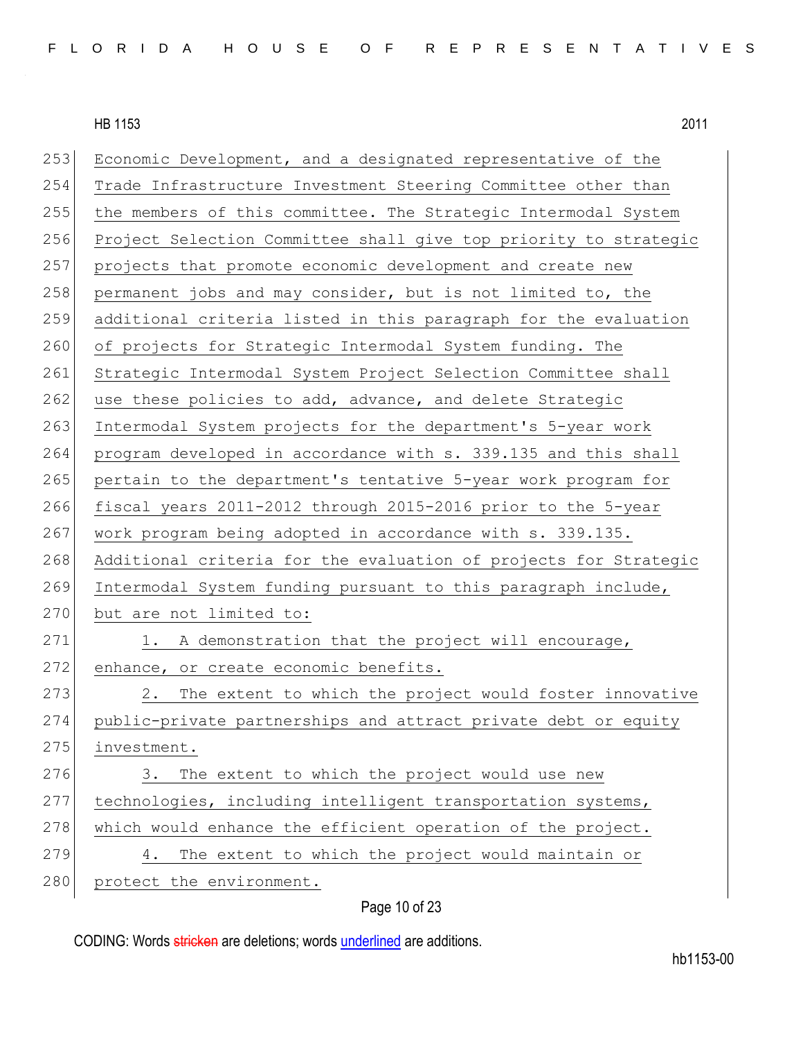Economic Development, and a designated representative of the Trade Infrastructure Investment Steering Committee other than the members of this committee. The Strategic Intermodal System Project Selection Committee shall give top priority to strategic projects that promote economic development and create new permanent jobs and may consider, but is not limited to, the additional criteria listed in this paragraph for the evaluation of projects for Strategic Intermodal System funding. The Strategic Intermodal System Project Selection Committee shall use these policies to add, advance, and delete Strategic Intermodal System projects for the department's 5-year work program developed in accordance with s. 339.135 and this shall pertain to the department's tentative 5-year work program for fiscal years 2011-2012 through 2015-2016 prior to the 5-year work program being adopted in accordance with s. 339.135. Additional criteria for the evaluation of projects for Strategic Intermodal System funding pursuant to this paragraph include, but are not limited to:

1. A demonstration that the project will encourage, enhance, or create economic benefits.

2. The extent to which the project would foster innovative public-private partnerships and attract private debt or equity investment.

3. The extent to which the project would use new technologies, including intelligent transportation systems, which would enhance the efficient operation of the project.

4. The extent to which the project would maintain or protect the environment.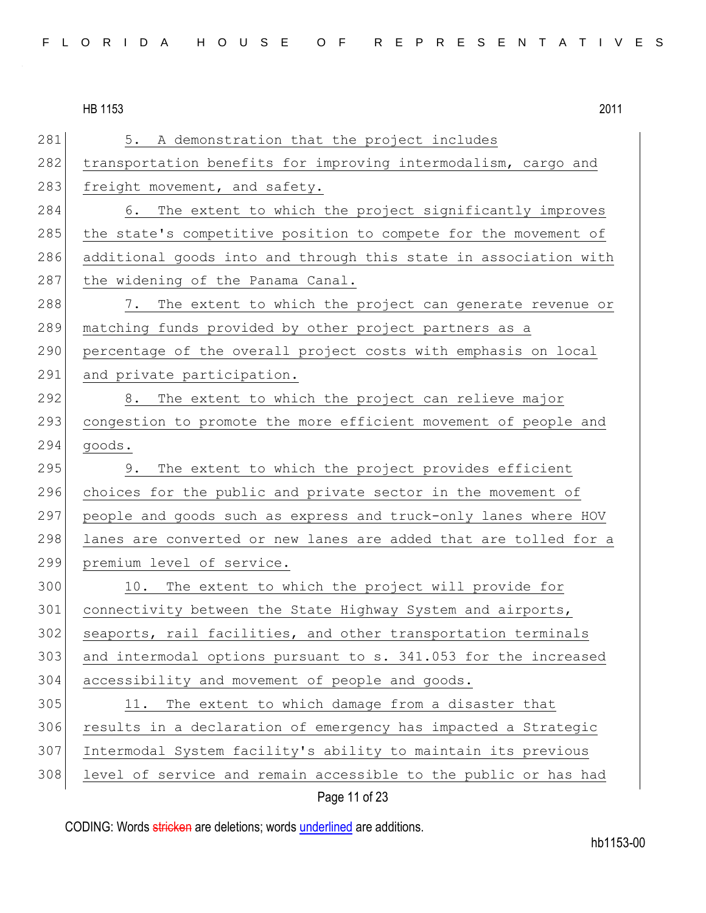5. A demonstration that the project includes transportation benefits for improving intermodalism, cargo and freight movement, and safety.

6. The extent to which the project significantly improves the state's competitive position to compete for the movement of additional goods into and through this state in association with the widening of the Panama Canal.

7. The extent to which the project can generate revenue or matching funds provided by other project partners as a percentage of the overall project costs with emphasis on local and private participation.

8. The extent to which the project can relieve major congestion to promote the more efficient movement of people and goods.

9. The extent to which the project provides efficient choices for the public and private sector in the movement of people and goods such as express and truck-only lanes where HOV lanes are converted or new lanes are added that are tolled for a premium level of service.

10. The extent to which the project will provide for connectivity between the State Highway System and airports, seaports, rail facilities, and other transportation terminals and intermodal options pursuant to s. 341.053 for the increased accessibility and movement of people and goods.

11. The extent to which damage from a disaster that results in a declaration of emergency has impacted a Strategic Intermodal System facility's ability to maintain its previous level of service and remain accessible to the public or has had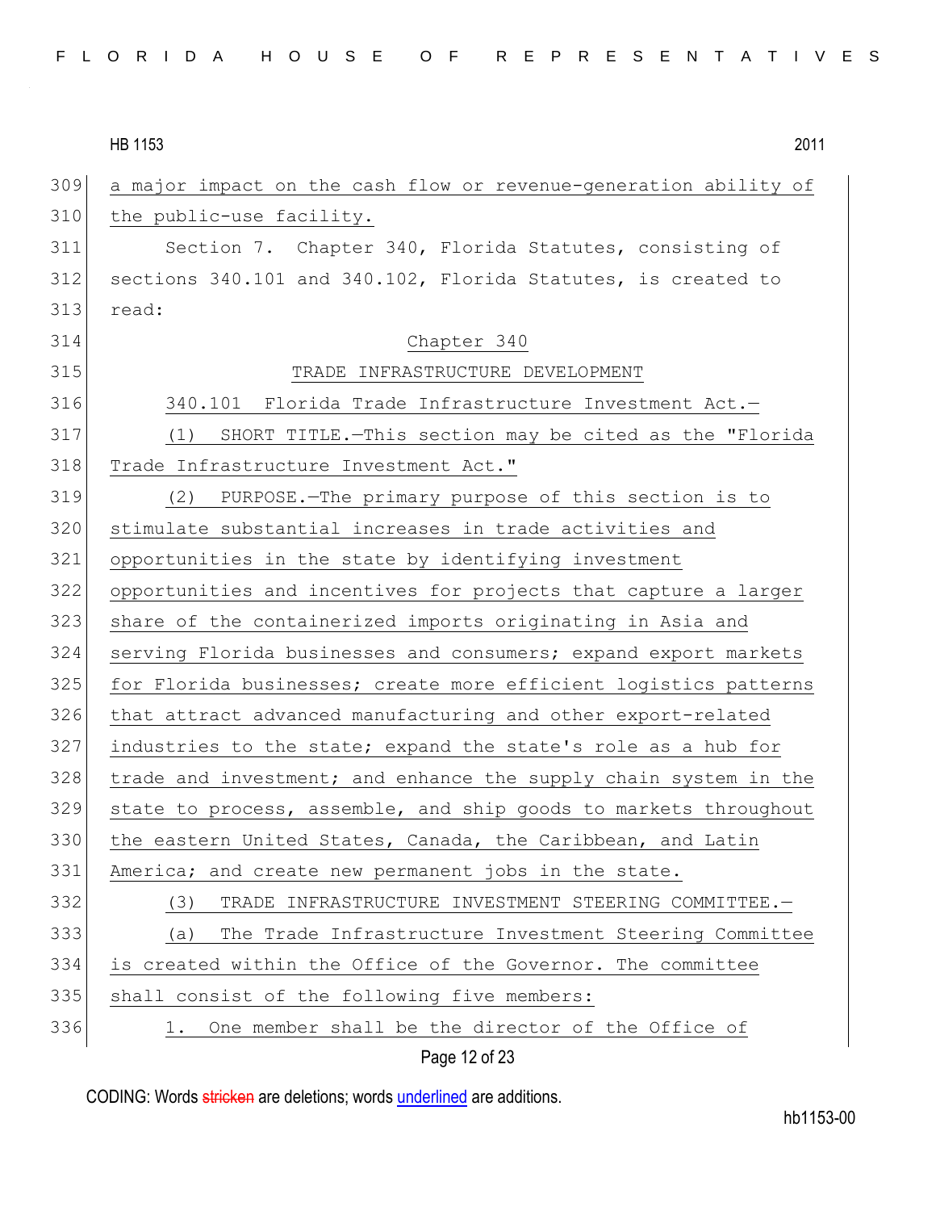a major impact on the cash flow or revenue-generation ability of the public-use facility.

Section 7. Chapter 340, Florida Statutes, consisting of sections 340.101 and 340.102, Florida Statutes, is created to read:

Chapter 340

TRADE INFRASTRUCTURE DEVELOPMENT

340.101 Florida Trade Infrastructure Investment Act.—

(1) SHORT TITLE.—This section may be cited as the "Florida Trade Infrastructure Investment Act."

(2) PURPOSE.—The primary purpose of this section is to stimulate substantial increases in trade activities and opportunities in the state by identifying investment opportunities and incentives for projects that capture a larger share of the containerized imports originating in Asia and serving Florida businesses and consumers; expand export markets for Florida businesses; create more efficient logistics patterns that attract advanced manufacturing and other export-related industries to the state; expand the state's role as a hub for trade and investment; and enhance the supply chain system in the state to process, assemble, and ship goods to markets throughout the eastern United States, Canada, the Caribbean, and Latin America; and create new permanent jobs in the state.

(3) TRADE INFRASTRUCTURE INVESTMENT STEERING COMMITTEE.—

(a) The Trade Infrastructure Investment Steering Committee is created within the Office of the Governor. The committee shall consist of the following five members:

1. One member shall be the director of the Office of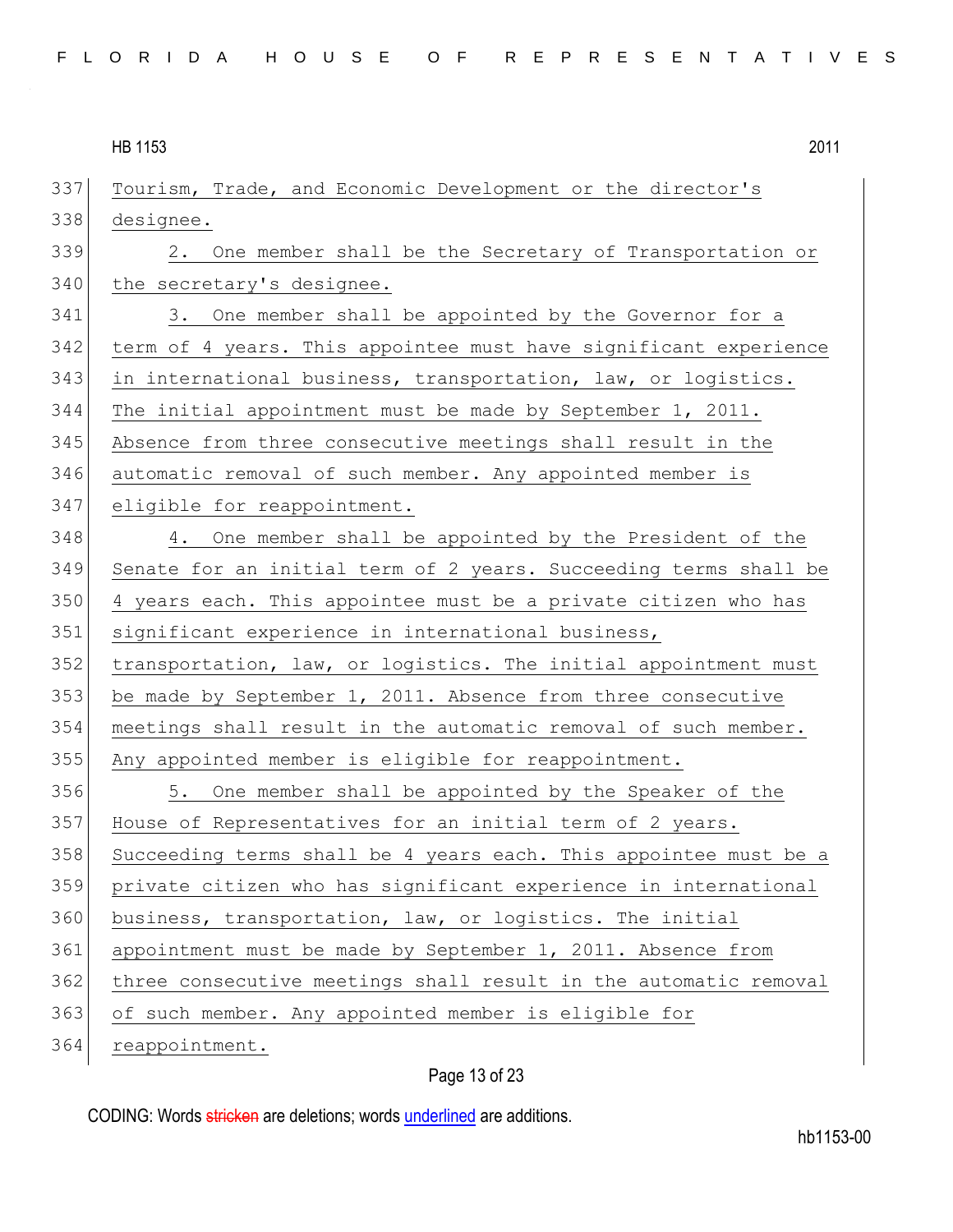Tourism, Trade, and Economic Development or the director's designee.

2. One member shall be the Secretary of Transportation or the secretary's designee.

3. One member shall be appointed by the Governor for a term of 4 years. This appointee must have significant experience in international business, transportation, law, or logistics. The initial appointment must be made by September 1, 2011. Absence from three consecutive meetings shall result in the automatic removal of such member. Any appointed member is eligible for reappointment.

4. One member shall be appointed by the President of the Senate for an initial term of 2 years. Succeeding terms shall be 4 years each. This appointee must be a private citizen who has significant experience in international business, transportation, law, or logistics. The initial appointment must be made by September 1, 2011. Absence from three consecutive meetings shall result in the automatic removal of such member. Any appointed member is eligible for reappointment.

5. One member shall be appointed by the Speaker of the House of Representatives for an initial term of 2 years. Succeeding terms shall be 4 years each. This appointee must be a private citizen who has significant experience in international business, transportation, law, or logistics. The initial appointment must be made by September 1, 2011. Absence from three consecutive meetings shall result in the automatic removal of such member. Any appointed member is eligible for reappointment.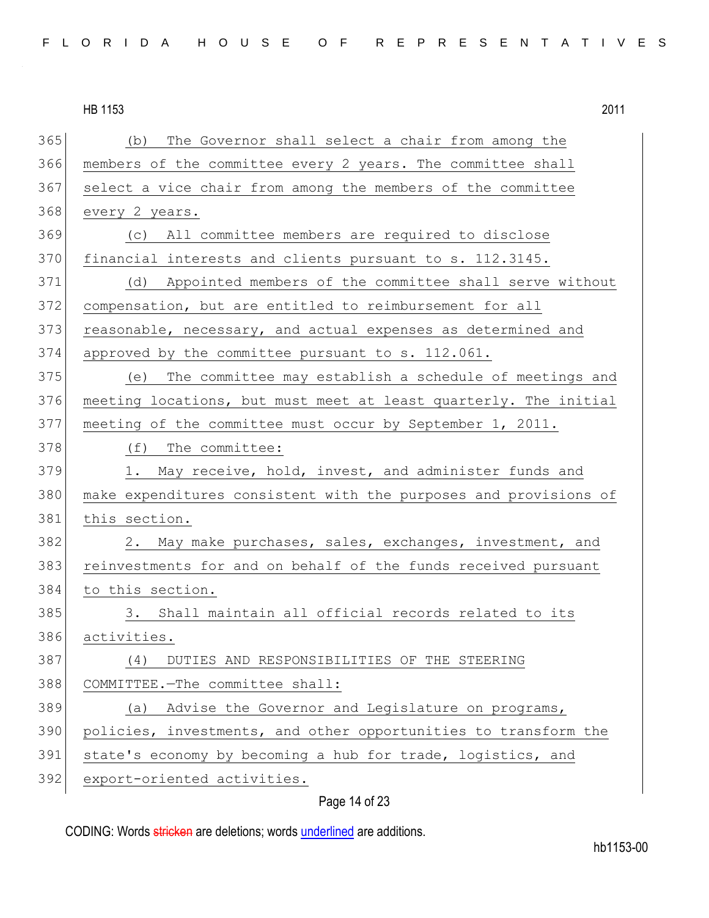(b) The Governor shall select a chair from among the members of the committee every 2 years. The committee shall select a vice chair from among the members of the committee every 2 years.

(c) All committee members are required to disclose financial interests and clients pursuant to s. 112.3145.

(d) Appointed members of the committee shall serve without compensation, but are entitled to reimbursement for all reasonable, necessary, and actual expenses as determined and approved by the committee pursuant to s. 112.061.

(e) The committee may establish a schedule of meetings and meeting locations, but must meet at least quarterly. The initial meeting of the committee must occur by September 1, 2011.

(f) The committee:

1. May receive, hold, invest, and administer funds and make expenditures consistent with the purposes and provisions of this section.

2. May make purchases, sales, exchanges, investment, and reinvestments for and on behalf of the funds received pursuant to this section.

3. Shall maintain all official records related to its activities.

(4) DUTIES AND RESPONSIBILITIES OF THE STEERING COMMITTEE.—The committee shall:

(a) Advise the Governor and Legislature on programs, policies, investments, and other opportunities to transform the state's economy by becoming a hub for trade, logistics, and export-oriented activities.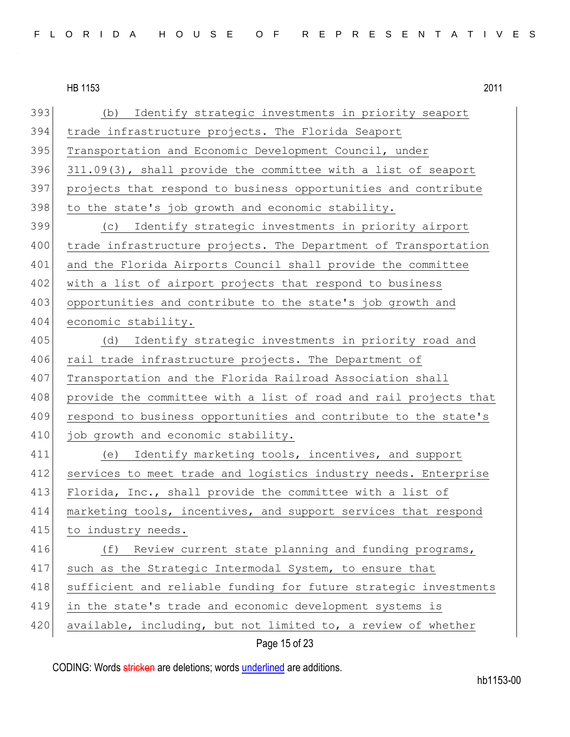(b) Identify strategic investments in priority seaport trade infrastructure projects. The Florida Seaport Transportation and Economic Development Council, under 311.09(3), shall provide the committee with a list of seaport projects that respond to business opportunities and contribute to the state's job growth and economic stability.

(c) Identify strategic investments in priority airport trade infrastructure projects. The Department of Transportation and the Florida Airports Council shall provide the committee with a list of airport projects that respond to business opportunities and contribute to the state's job growth and economic stability.

(d) Identify strategic investments in priority road and rail trade infrastructure projects. The Department of Transportation and the Florida Railroad Association shall provide the committee with a list of road and rail projects that respond to business opportunities and contribute to the state's job growth and economic stability.

(e) Identify marketing tools, incentives, and support services to meet trade and logistics industry needs. Enterprise Florida, Inc., shall provide the committee with a list of marketing tools, incentives, and support services that respond to industry needs.

(f) Review current state planning and funding programs, such as the Strategic Intermodal System, to ensure that sufficient and reliable funding for future strategic investments in the state's trade and economic development systems is available, including, but not limited to, a review of whether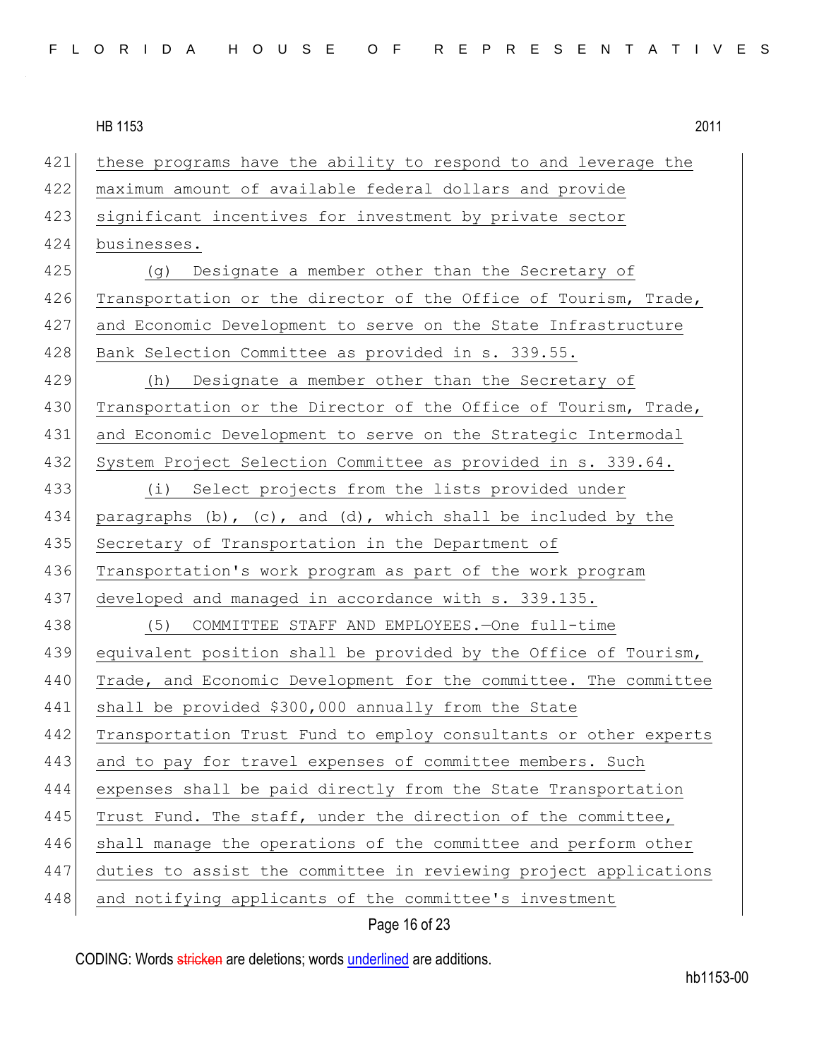these programs have the ability to respond to and leverage the maximum amount of available federal dollars and provide significant incentives for investment by private sector businesses.

(g) Designate a member other than the Secretary of Transportation or the director of the Office of Tourism, Trade, and Economic Development to serve on the State Infrastructure Bank Selection Committee as provided in s. 339.55.

(h) Designate a member other than the Secretary of Transportation or the Director of the Office of Tourism, Trade, and Economic Development to serve on the Strategic Intermodal System Project Selection Committee as provided in s. 339.64.

(i) Select projects from the lists provided under paragraphs (b), (c), and (d), which shall be included by the Secretary of Transportation in the Department of Transportation's work program as part of the work program developed and managed in accordance with s. 339.135.

(5) COMMITTEE STAFF AND EMPLOYEES.—One full-time equivalent position shall be provided by the Office of Tourism, Trade, and Economic Development for the committee. The committee shall be provided $300,000 annually from the State Transportation Trust Fund to employ consultants or other experts and to pay for travel expenses of committee members. Such expenses shall be paid directly from the State Transportation Trust Fund. The staff, under the direction of the committee, shall manage the operations of the committee and perform other duties to assist the committee in reviewing project applications and notifying applicants of the committee's investment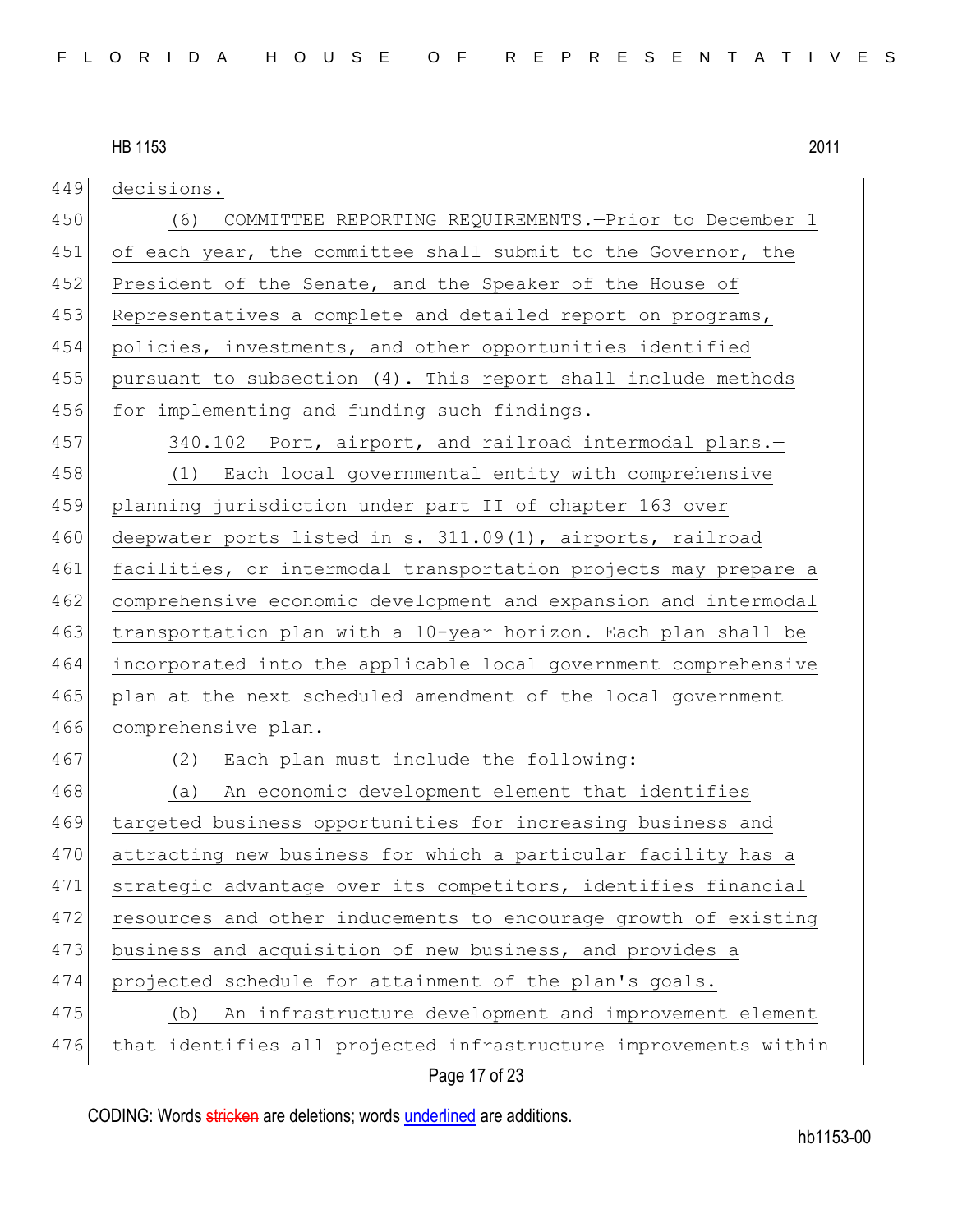decisions.

(6) COMMITTEE REPORTING REQUIREMENTS.—Prior to December 1 of each year, the committee shall submit to the Governor, the President of the Senate, and the Speaker of the House of Representatives a complete and detailed report on programs, policies, investments, and other opportunities identified pursuant to subsection (4). This report shall include methods for implementing and funding such findings.

340.102 Port, airport, and railroad intermodal plans.—

(1) Each local governmental entity with comprehensive planning jurisdiction under part II of chapter 163 over deepwater ports listed in s. 311.09(1), airports, railroad facilities, or intermodal transportation projects may prepare a comprehensive economic development and expansion and intermodal transportation plan with a 10-year horizon. Each plan shall be incorporated into the applicable local government comprehensive plan at the next scheduled amendment of the local government comprehensive plan.

(2) Each plan must include the following:

(a) An economic development element that identifies targeted business opportunities for increasing business and attracting new business for which a particular facility has a strategic advantage over its competitors, identifies financial resources and other inducements to encourage growth of existing business and acquisition of new business, and provides a projected schedule for attainment of the plan's goals.

(b) An infrastructure development and improvement element that identifies all projected infrastructure improvements within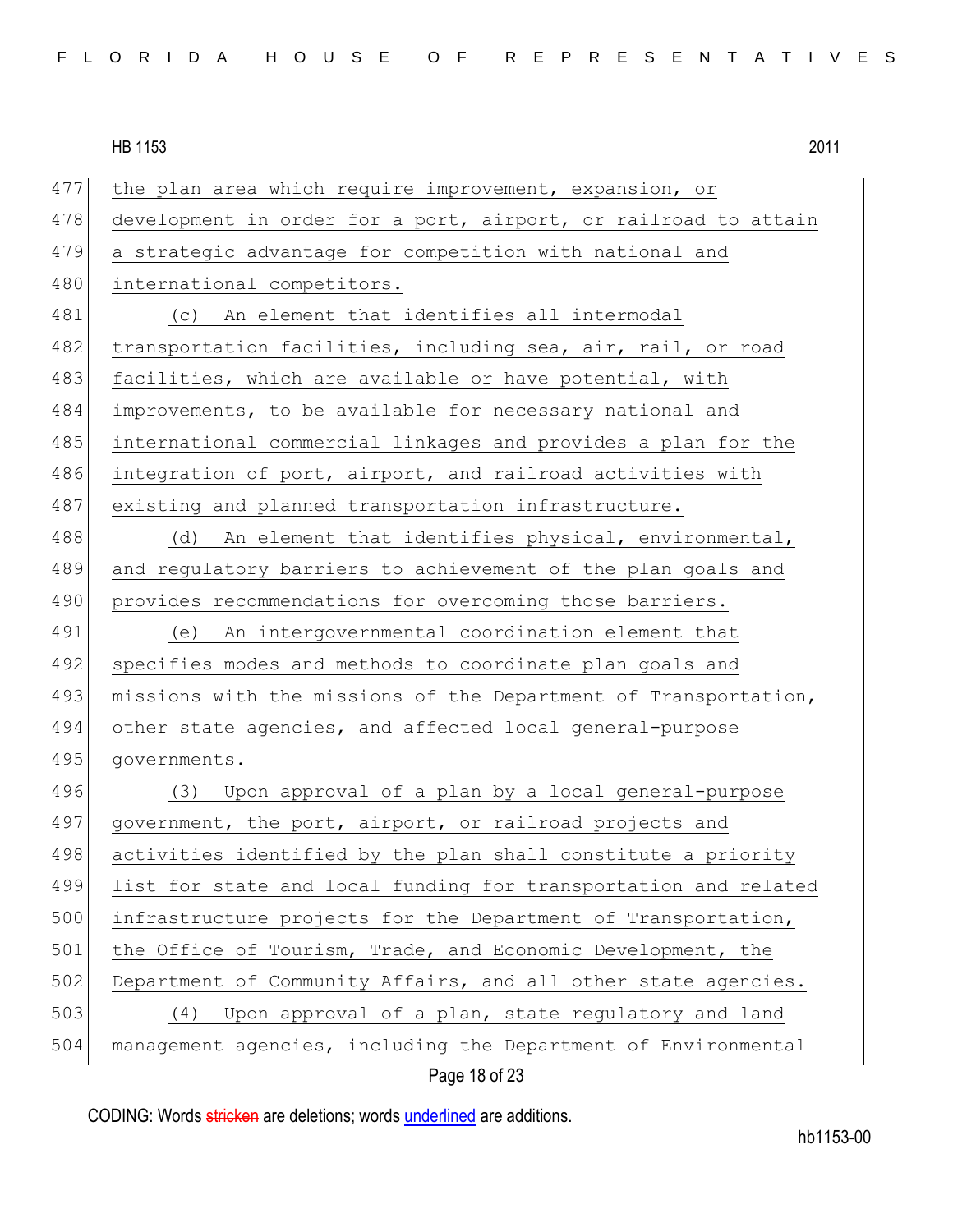the plan area which require improvement, expansion, or development in order for a port, airport, or railroad to attain a strategic advantage for competition with national and international competitors.

(c) An element that identifies all intermodal transportation facilities, including sea, air, rail, or road facilities, which are available or have potential, with improvements, to be available for necessary national and international commercial linkages and provides a plan for the integration of port, airport, and railroad activities with existing and planned transportation infrastructure.

(d) An element that identifies physical, environmental, and regulatory barriers to achievement of the plan goals and provides recommendations for overcoming those barriers.

(e) An intergovernmental coordination element that specifies modes and methods to coordinate plan goals and missions with the missions of the Department of Transportation, other state agencies, and affected local general-purpose governments.

(3) Upon approval of a plan by a local general-purpose government, the port, airport, or railroad projects and activities identified by the plan shall constitute a priority list for state and local funding for transportation and related infrastructure projects for the Department of Transportation, the Office of Tourism, Trade, and Economic Development, the Department of Community Affairs, and all other state agencies.

(4) Upon approval of a plan, state regulatory and land management agencies, including the Department of Environmental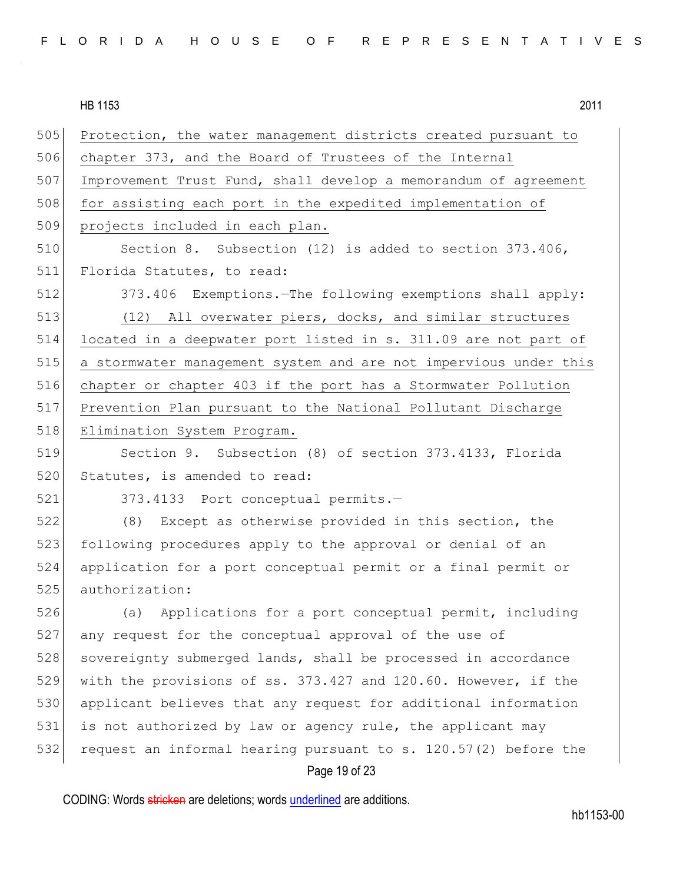Protection, the water management districts created pursuant to chapter 373, and the Board of Trustees of the Internal Improvement Trust Fund, shall develop a memorandum of agreement for assisting each port in the expedited implementation of projects included in each plan.

Section 8. Subsection (12) is added to section 373.406, Florida Statutes, to read:

373.406 Exemptions.—The following exemptions shall apply:

(12) All overwater piers, docks, and similar structures located in a deepwater port listed in s. 311.09 are not part of a stormwater management system and are not impervious under this chapter or chapter 403 if the port has a Stormwater Pollution Prevention Plan pursuant to the National Pollutant Discharge Elimination System Program.

Section 9. Subsection (8) of section 373.4133, Florida Statutes, is amended to read:

373.4133 Port conceptual permits.—

(8) Except as otherwise provided in this section, the following procedures apply to the approval or denial of an application for a port conceptual permit or a final permit or authorization:

(a) Applications for a port conceptual permit, including any request for the conceptual approval of the use of sovereignty submerged lands, shall be processed in accordance with the provisions of ss. 373.427 and 120.60. However, if the applicant believes that any request for additional information is not authorized by law or agency rule, the applicant may request an informal hearing pursuant to s. 120.57(2) before the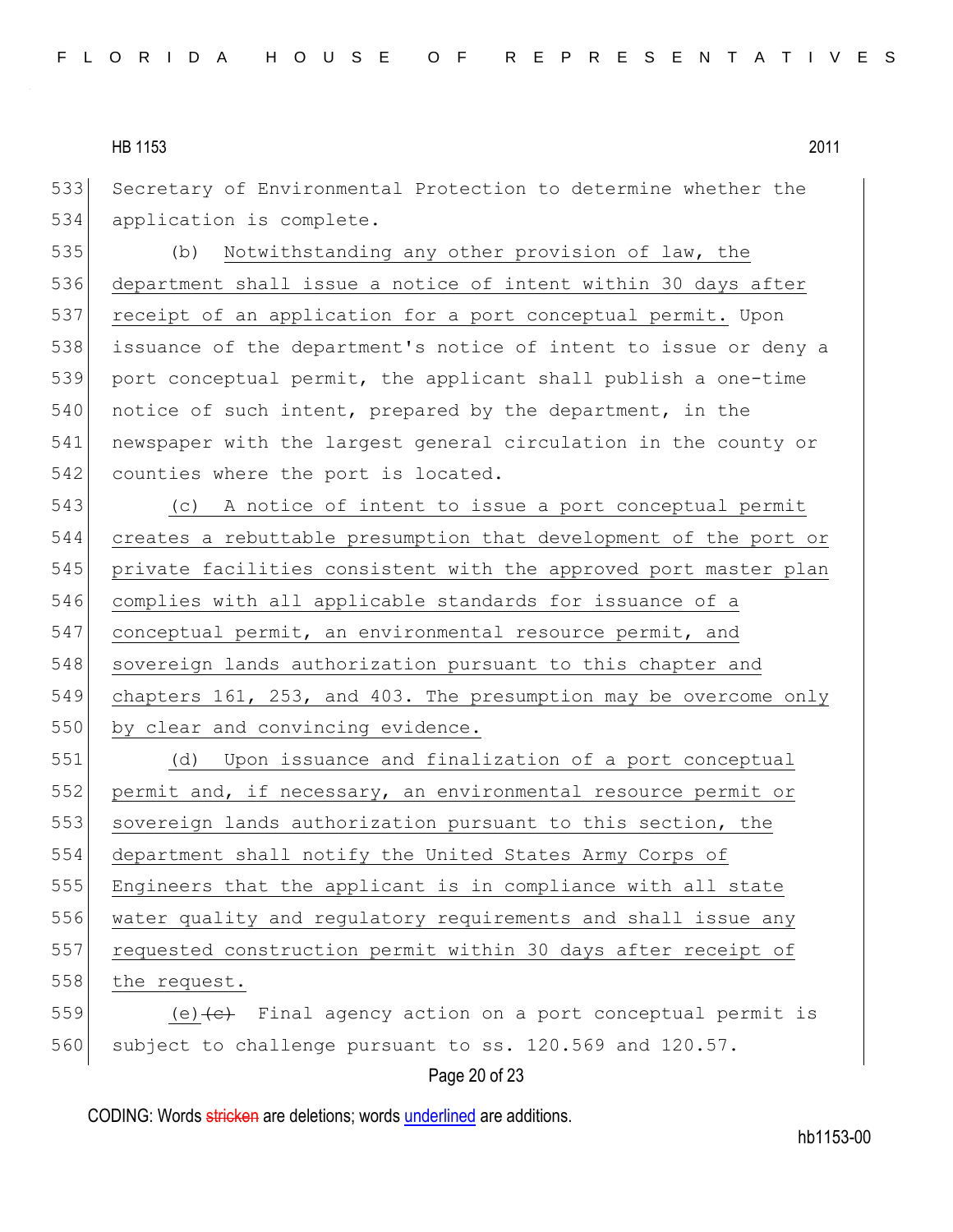Secretary of Environmental Protection to determine whether the application is complete.

(b) <u>Notwithstanding any other provision of law, the department shall issue a notice of intent within 30 days after receipt of an application for a port conceptual permit.</u> Upon issuance of the department's notice of intent to issue or deny a port conceptual permit, the applicant shall publish a one-time notice of such intent, prepared by the department, in the newspaper with the largest general circulation in the county or counties where the port is located.

<u>(c) A notice of intent to issue a port conceptual permit creates a rebuttable presumption that development of the port or private facilities consistent with the approved port master plan complies with all applicable standards for issuance of a conceptual permit, an environmental resource permit, and sovereign lands authorization pursuant to this chapter and chapters 161, 253, and 403. The presumption may be overcome only by clear and convincing evidence.</u>

<u>(d) Upon issuance and finalization of a port conceptual permit and, if necessary, an environmental resource permit or sovereign lands authorization pursuant to this section, the department shall notify the United States Army Corps of Engineers that the applicant is in compliance with all state water quality and regulatory requirements and shall issue any requested construction permit within 30 days after receipt of the request.</u>

<u>(e)</u>~~(c)~~ Final agency action on a port conceptual permit is subject to challenge pursuant to ss. 120.569 and 120.57.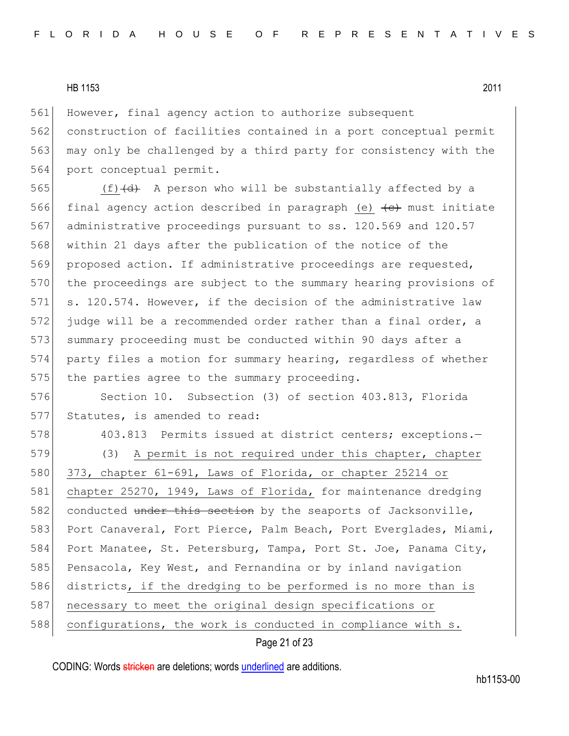However, final agency action to authorize subsequent construction of facilities contained in a port conceptual permit may only be challenged by a third party for consistency with the port conceptual permit.

(f)~~(d)~~ A person who will be substantially affected by a final agency action described in paragraph (e) ~~(c)~~ must initiate administrative proceedings pursuant to ss. 120.569 and 120.57 within 21 days after the publication of the notice of the proposed action. If administrative proceedings are requested, the proceedings are subject to the summary hearing provisions of s. 120.574. However, if the decision of the administrative law judge will be a recommended order rather than a final order, a summary proceeding must be conducted within 90 days after a party files a motion for summary hearing, regardless of whether the parties agree to the summary proceeding.

Section 10. Subsection (3) of section 403.813, Florida Statutes, is amended to read:

403.813 Permits issued at district centers; exceptions.—

(3) A permit is not required under this chapter, chapter 373, chapter 61-691, Laws of Florida, or chapter 25214 or chapter 25270, 1949, Laws of Florida, for maintenance dredging conducted ~~under this section~~ by the seaports of Jacksonville, Port Canaveral, Fort Pierce, Palm Beach, Port Everglades, Miami, Port Manatee, St. Petersburg, Tampa, Port St. Joe, Panama City, Pensacola, Key West, and Fernandina or by inland navigation districts, if the dredging to be performed is no more than is necessary to meet the original design specifications or configurations, the work is conducted in compliance with s.

CODING: Words ~~stricken~~ are deletions; words underlined are additions.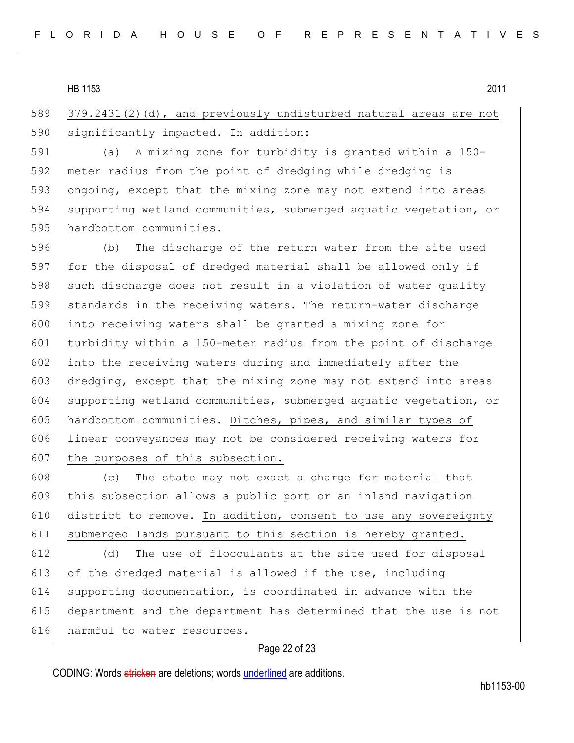379.2431(2)(d), and previously undisturbed natural areas are not significantly impacted. In addition:

(a) A mixing zone for turbidity is granted within a 150-meter radius from the point of dredging while dredging is ongoing, except that the mixing zone may not extend into areas supporting wetland communities, submerged aquatic vegetation, or hardbottom communities.

(b) The discharge of the return water from the site used for the disposal of dredged material shall be allowed only if such discharge does not result in a violation of water quality standards in the receiving waters. The return-water discharge into receiving waters shall be granted a mixing zone for turbidity within a 150-meter radius from the point of discharge into the receiving waters during and immediately after the dredging, except that the mixing zone may not extend into areas supporting wetland communities, submerged aquatic vegetation, or hardbottom communities. Ditches, pipes, and similar types of linear conveyances may not be considered receiving waters for the purposes of this subsection.

(c) The state may not exact a charge for material that this subsection allows a public port or an inland navigation district to remove. In addition, consent to use any sovereignty submerged lands pursuant to this section is hereby granted.

(d) The use of flocculants at the site used for disposal of the dredged material is allowed if the use, including supporting documentation, is coordinated in advance with the department and the department has determined that the use is not harmful to water resources.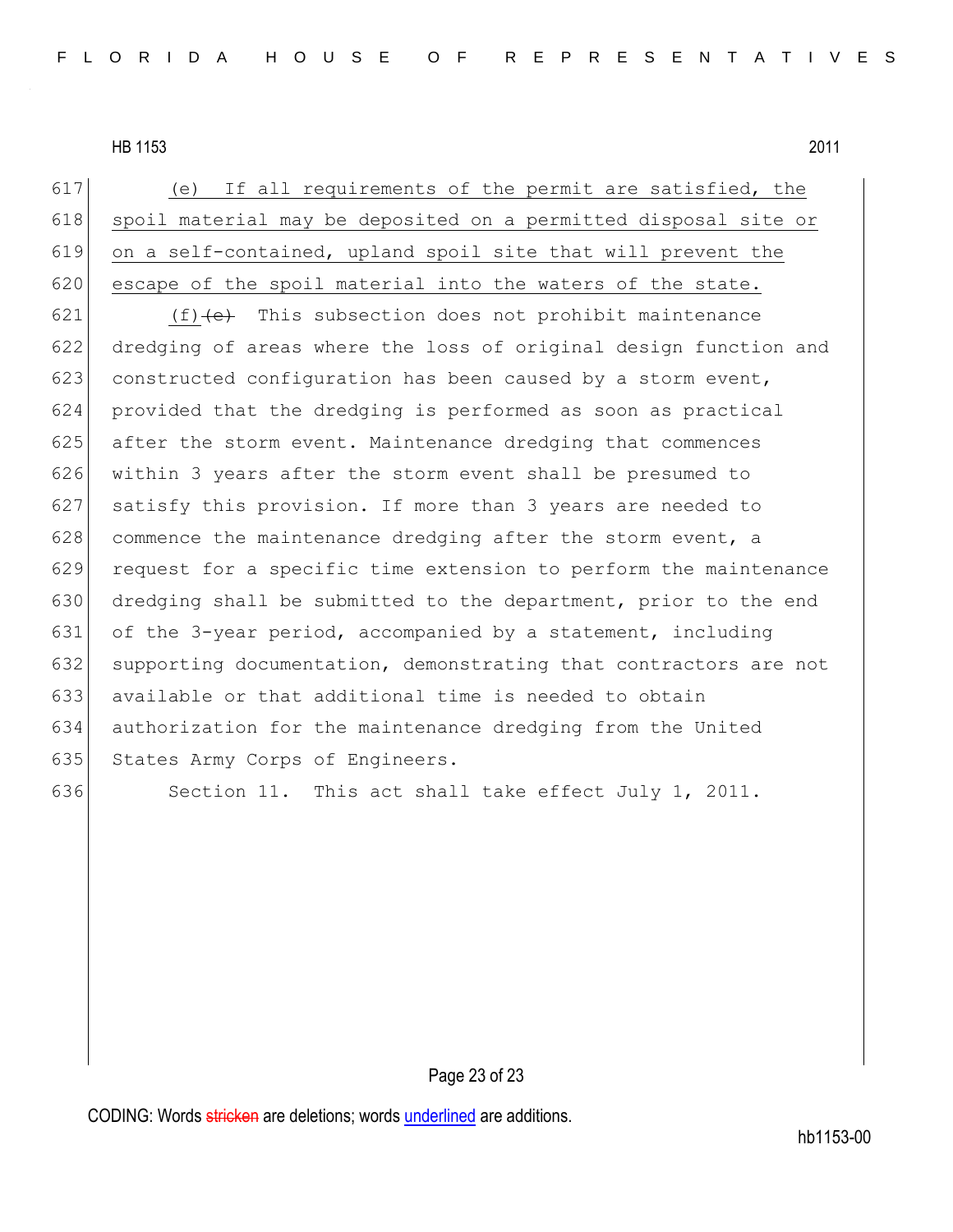(e) If all requirements of the permit are satisfied, the spoil material may be deposited on a permitted disposal site or on a self-contained, upland spoil site that will prevent the escape of the spoil material into the waters of the state.

(f)~~(e)~~ This subsection does not prohibit maintenance dredging of areas where the loss of original design function and constructed configuration has been caused by a storm event, provided that the dredging is performed as soon as practical after the storm event. Maintenance dredging that commences within 3 years after the storm event shall be presumed to satisfy this provision. If more than 3 years are needed to commence the maintenance dredging after the storm event, a request for a specific time extension to perform the maintenance dredging shall be submitted to the department, prior to the end of the 3-year period, accompanied by a statement, including supporting documentation, demonstrating that contractors are not available or that additional time is needed to obtain authorization for the maintenance dredging from the United States Army Corps of Engineers.

Section 11. This act shall take effect July 1, 2011.

CODING: Words stricken are deletions; words underlined are additions.